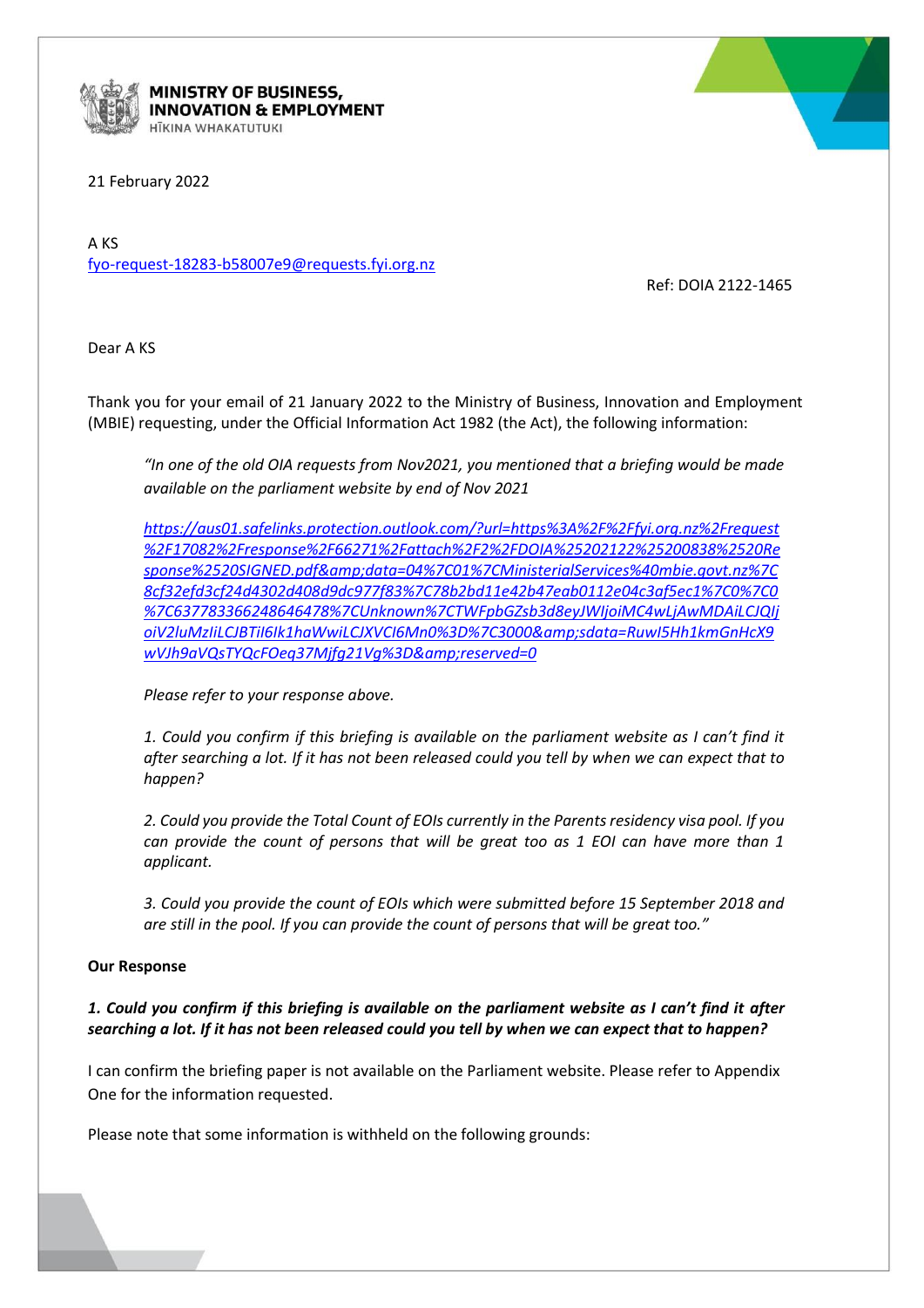**MINISTRY OF BUSINESS, INNOVATION & EMPLOYMENT**
HĪKINA WHAKATUTUKI

21 February 2022

A KS
fyo-request-18283-b58007e9@requests.fyi.org.nz

Ref: DOIA 2122-1465

Dear A KS

Thank you for your email of 21 January 2022 to the Ministry of Business, Innovation and Employment (MBIE) requesting, under the Official Information Act 1982 (the Act), the following information:

> *"In one of the old OIA requests from Nov2021, you mentioned that a briefing would be made available on the parliament website by end of Nov 2021*
>
> *https://aus01.safelinks.protection.outlook.com/?url=https%3A%2F%2Ffyi.org.nz%2Frequest%2F17082%2Fresponse%2F66271%2Fattach%2F2%2FDOIA%25202122%25200838%2520Response%2520SIGNED.pdf&amp;data=04%7C01%7CMinisterialServices%40mbie.govt.nz%7C8cf32efd3cf24d4302d408d9dc977f83%7C78b2bd11e42b47eab0112e04c3af5ec1%7C0%7C0%7C637783366248646478%7CUnknown%7CTWFpbGZsb3d8eyJWIjoiMC4wLjAwMDAiLCJQIjoiV2luMzIiLCJBTiI6Ik1haWwiLCJXVCI6Mn0%3D%7C3000&amp;sdata=RuwI5Hh1kmGnHcX9wVJh9aVQsTYQcFOeq37Mjfg21Vg%3D&amp;reserved=0*
>
> *Please refer to your response above.*
>
> *1. Could you confirm if this briefing is available on the parliament website as I can't find it after searching a lot. If it has not been released could you tell by when we can expect that to happen?*
>
> *2. Could you provide the Total Count of EOIs currently in the Parents residency visa pool. If you can provide the count of persons that will be great too as 1 EOI can have more than 1 applicant.*
>
> *3. Could you provide the count of EOIs which were submitted before 15 September 2018 and are still in the pool. If you can provide the count of persons that will be great too."*

**Our Response**

***1. Could you confirm if this briefing is available on the parliament website as I can't find it after searching a lot. If it has not been released could you tell by when we can expect that to happen?***

I can confirm the briefing paper is not available on the Parliament website. Please refer to Appendix One for the information requested.

Please note that some information is withheld on the following grounds: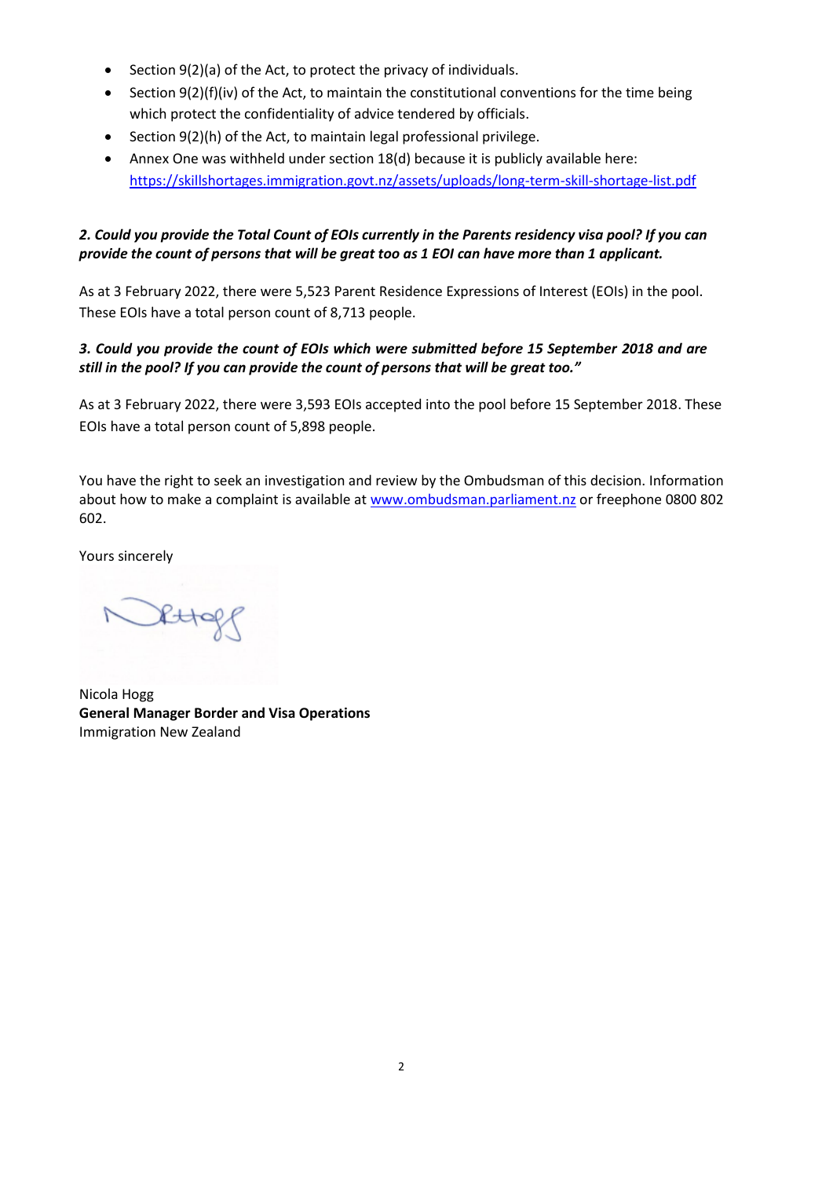- Section 9(2)(a) of the Act, to protect the privacy of individuals.
- Section 9(2)(f)(iv) of the Act, to maintain the constitutional conventions for the time being which protect the confidentiality of advice tendered by officials.
- Section 9(2)(h) of the Act, to maintain legal professional privilege.
- Annex One was withheld under section 18(d) because it is publicly available here: https://skillshortages.immigration.govt.nz/assets/uploads/long-term-skill-shortage-list.pdf

***2. Could you provide the Total Count of EOIs currently in the Parents residency visa pool? If you can provide the count of persons that will be great too as 1 EOI can have more than 1 applicant.***

As at 3 February 2022, there were 5,523 Parent Residence Expressions of Interest (EOIs) in the pool. These EOIs have a total person count of 8,713 people.

***3. Could you provide the count of EOIs which were submitted before 15 September 2018 and are still in the pool? If you can provide the count of persons that will be great too."***

As at 3 February 2022, there were 3,593 EOIs accepted into the pool before 15 September 2018. These EOIs have a total person count of 5,898 people.

You have the right to seek an investigation and review by the Ombudsman of this decision. Information about how to make a complaint is available at www.ombudsman.parliament.nz or freephone 0800 802 602.

Yours sincerely

Nicola Hogg
**General Manager Border and Visa Operations**
Immigration New Zealand